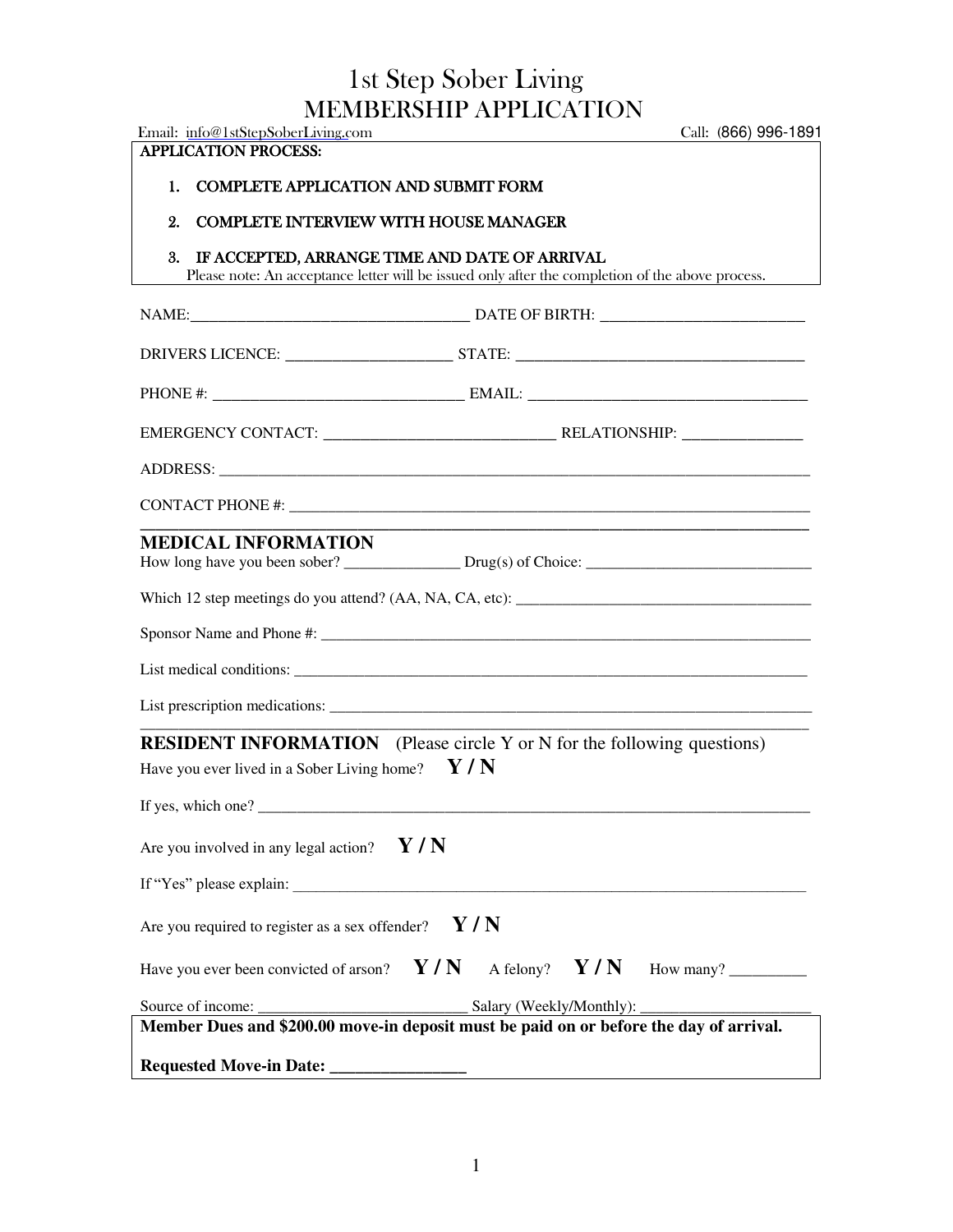# 1st Step Sober Living
# MEMBERSHIP APPLICATION

Email: info@1stStepSoberLiving.com Call: (866) 996-1891

**APPLICATION PROCESS:**

1. COMPLETE APPLICATION AND SUBMIT FORM
2. COMPLETE INTERVIEW WITH HOUSE MANAGER
3. IF ACCEPTED, ARRANGE TIME AND DATE OF ARRIVAL

Please note: An acceptance letter will be issued only after the completion of the above process.

NAME:\_\_\_\_\_\_\_\_\_\_\_\_\_\_\_\_\_\_\_\_\_\_\_\_\_\_\_\_\_\_\_\_\_\_\_\_ DATE OF BIRTH: \_\_\_\_\_\_\_\_\_\_\_\_\_\_\_\_\_\_\_\_\_\_\_\_\_\_

DRIVERS LICENCE: \_\_\_\_\_\_\_\_\_\_\_\_\_\_\_\_\_\_\_\_\_ STATE: \_\_\_\_\_\_\_\_\_\_\_\_\_\_\_\_\_\_\_\_\_\_\_\_\_\_\_\_\_\_\_\_\_\_\_\_

PHONE #: \_\_\_\_\_\_\_\_\_\_\_\_\_\_\_\_\_\_\_\_\_\_\_\_\_\_\_\_\_\_\_ EMAIL: \_\_\_\_\_\_\_\_\_\_\_\_\_\_\_\_\_\_\_\_\_\_\_\_\_\_\_\_\_\_\_\_\_\_\_\_

EMERGENCY CONTACT: \_\_\_\_\_\_\_\_\_\_\_\_\_\_\_\_\_\_\_\_\_\_\_\_\_\_\_\_\_ RELATIONSHIP: \_\_\_\_\_\_\_\_\_\_\_\_\_\_\_

ADDRESS: \_\_\_\_\_\_\_\_\_\_\_\_\_\_\_\_\_\_\_\_\_\_\_\_\_\_\_\_\_\_\_\_\_\_\_\_\_\_\_\_\_\_\_\_\_\_\_\_\_\_\_\_\_\_\_\_\_\_\_\_\_\_\_\_\_\_\_\_\_\_\_\_\_\_\_\_

CONTACT PHONE #: \_\_\_\_\_\_\_\_\_\_\_\_\_\_\_\_\_\_\_\_\_\_\_\_\_\_\_\_\_\_\_\_\_\_\_\_\_\_\_\_\_\_\_\_\_\_\_\_\_\_\_\_\_\_\_\_\_\_\_\_\_\_\_\_\_\_\_

## MEDICAL INFORMATION

How long have you been sober? \_\_\_\_\_\_\_\_\_\_\_\_\_\_\_ Drug(s) of Choice: \_\_\_\_\_\_\_\_\_\_\_\_\_\_\_\_\_\_\_\_\_\_\_\_\_\_\_\_\_\_

Which 12 step meetings do you attend? (AA, NA, CA, etc): \_\_\_\_\_\_\_\_\_\_\_\_\_\_\_\_\_\_\_\_\_\_\_\_\_\_\_\_\_\_\_\_\_\_\_\_\_\_

Sponsor Name and Phone #: \_\_\_\_\_\_\_\_\_\_\_\_\_\_\_\_\_\_\_\_\_\_\_\_\_\_\_\_\_\_\_\_\_\_\_\_\_\_\_\_\_\_\_\_\_\_\_\_\_\_\_\_\_\_\_\_\_\_\_\_\_\_

List medical conditions: \_\_\_\_\_\_\_\_\_\_\_\_\_\_\_\_\_\_\_\_\_\_\_\_\_\_\_\_\_\_\_\_\_\_\_\_\_\_\_\_\_\_\_\_\_\_\_\_\_\_\_\_\_\_\_\_\_\_\_\_\_\_\_\_\_\_\_

List prescription medications: \_\_\_\_\_\_\_\_\_\_\_\_\_\_\_\_\_\_\_\_\_\_\_\_\_\_\_\_\_\_\_\_\_\_\_\_\_\_\_\_\_\_\_\_\_\_\_\_\_\_\_\_\_\_\_\_\_\_\_\_\_\_

## RESIDENT INFORMATION (Please circle Y or N for the following questions)

Have you ever lived in a Sober Living home? **Y / N**

If yes, which one? \_\_\_\_\_\_\_\_\_\_\_\_\_\_\_\_\_\_\_\_\_\_\_\_\_\_\_\_\_\_\_\_\_\_\_\_\_\_\_\_\_\_\_\_\_\_\_\_\_\_\_\_\_\_\_\_\_\_\_\_\_\_\_\_\_\_\_\_\_\_\_

Are you involved in any legal action? **Y / N**

If "Yes" please explain: \_\_\_\_\_\_\_\_\_\_\_\_\_\_\_\_\_\_\_\_\_\_\_\_\_\_\_\_\_\_\_\_\_\_\_\_\_\_\_\_\_\_\_\_\_\_\_\_\_\_\_\_\_\_\_\_\_\_\_\_\_\_\_\_\_\_

Are you required to register as a sex offender? **Y / N**

Have you ever been convicted of arson? **Y / N** A felony? **Y / N** How many? \_\_\_\_\_\_\_\_\_\_

Source of income: \_\_\_\_\_\_\_\_\_\_\_\_\_\_\_\_\_\_\_\_\_\_\_\_\_\_\_ Salary (Weekly/Monthly): \_\_\_\_\_\_\_\_\_\_\_\_\_\_\_\_\_\_\_\_\_\_

**Member Dues and $200.00 move-in deposit must be paid on or before the day of arrival.**

**Requested Move-in Date: \_\_\_\_\_\_\_\_\_\_\_\_\_\_\_\_**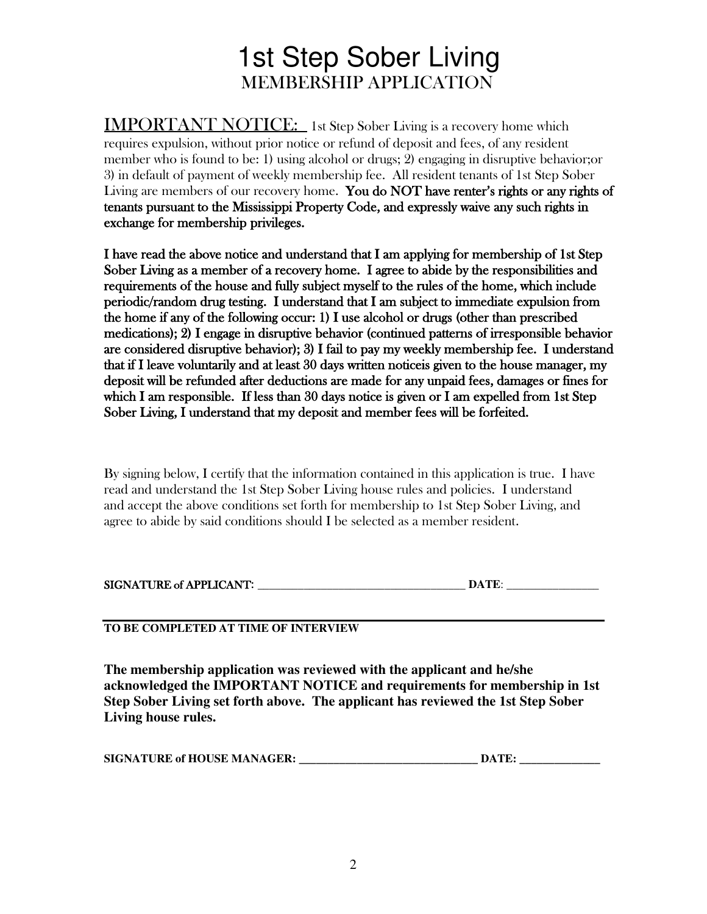# 1st Step Sober Living

## MEMBERSHIP APPLICATION

IMPORTANT NOTICE: 1st Step Sober Living is a recovery home which requires expulsion, without prior notice or refund of deposit and fees, of any resident member who is found to be: 1) using alcohol or drugs; 2) engaging in disruptive behavior;or 3) in default of payment of weekly membership fee. All resident tenants of 1st Step Sober Living are members of our recovery home. **You do NOT have renter's rights or any rights of tenants pursuant to the Mississippi Property Code, and expressly waive any such rights in exchange for membership privileges.**

**I have read the above notice and understand that I am applying for membership of 1st Step Sober Living as a member of a recovery home. I agree to abide by the responsibilities and requirements of the house and fully subject myself to the rules of the home, which include periodic/random drug testing. I understand that I am subject to immediate expulsion from the home if any of the following occur: 1) I use alcohol or drugs (other than prescribed medications); 2) I engage in disruptive behavior (continued patterns of irresponsible behavior are considered disruptive behavior); 3) I fail to pay my weekly membership fee. I understand that if I leave voluntarily and at least 30 days written noticeis given to the house manager, my deposit will be refunded after deductions are made for any unpaid fees, damages or fines for which I am responsible. If less than 30 days notice is given or I am expelled from 1st Step Sober Living, I understand that my deposit and member fees will be forfeited.**

By signing below, I certify that the information contained in this application is true. I have read and understand the 1st Step Sober Living house rules and policies. I understand and accept the above conditions set forth for membership to 1st Step Sober Living, and agree to abide by said conditions should I be selected as a member resident.

**SIGNATURE of APPLICANT:** ____________________________________ **DATE**: ________________

---

**TO BE COMPLETED AT TIME OF INTERVIEW**

**The membership application was reviewed with the applicant and he/she acknowledged the IMPORTANT NOTICE and requirements for membership in 1st Step Sober Living set forth above. The applicant has reviewed the 1st Step Sober Living house rules.**

**SIGNATURE of HOUSE MANAGER:** ______________________________ **DATE:** ______________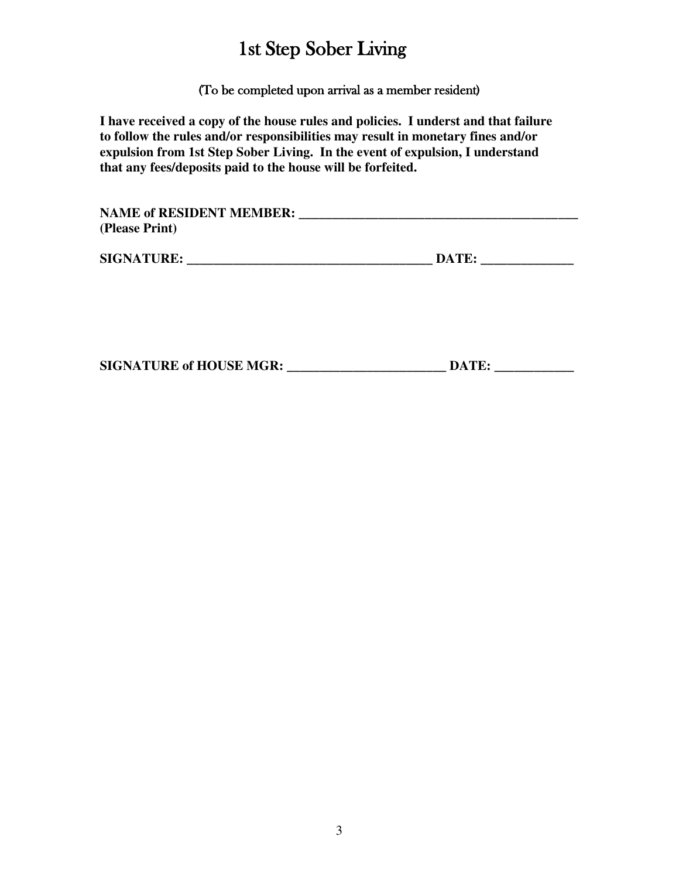# 1st Step Sober Living

(To be completed upon arrival as a member resident)

**I have received a copy of the house rules and policies. I underst and that failure to follow the rules and/or responsibilities may result in monetary fines and/or expulsion from 1st Step Sober Living. In the event of expulsion, I understand that any fees/deposits paid to the house will be forfeited.**

**NAME of RESIDENT MEMBER: ___________________________________________**
**(Please Print)**

**SIGNATURE: ______________________________________ DATE: ______________**

**SIGNATURE of HOUSE MGR: ________________________ DATE: ____________**